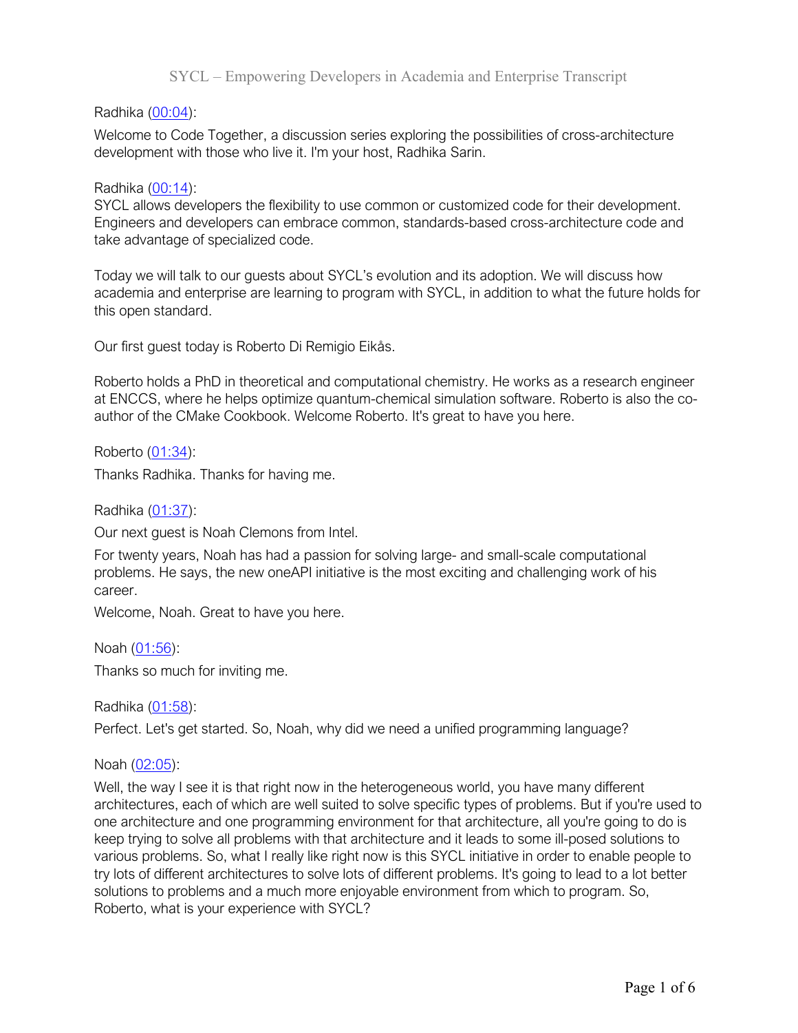# SYCL – Empowering Developers in Academia and Enterprise Transcript

Radhika (00:04):

Welcome to Code Together, a discussion series exploring the possibilities of cross-architecture development with those who live it. I'm your host, Radhika Sarin.

Radhika (00:14):

SYCL allows developers the flexibility to use common or customized code for their development. Engineers and developers can embrace common, standards-based cross-architecture code and take advantage of specialized code.

Today we will talk to our guests about SYCL's evolution and its adoption. We will discuss how academia and enterprise are learning to program with SYCL, in addition to what the future holds for this open standard.

Our first guest today is Roberto Di Remigio Eikås.

Roberto holds a PhD in theoretical and computational chemistry. He works as a research engineer at ENCCS, where he helps optimize quantum-chemical simulation software. Roberto is also the co-author of the CMake Cookbook. Welcome Roberto. It's great to have you here.

Roberto (01:34):

Thanks Radhika. Thanks for having me.

Radhika (01:37):

Our next guest is Noah Clemons from Intel.

For twenty years, Noah has had a passion for solving large- and small-scale computational problems. He says, the new oneAPI initiative is the most exciting and challenging work of his career.

Welcome, Noah. Great to have you here.

Noah (01:56):

Thanks so much for inviting me.

Radhika (01:58):

Perfect. Let's get started. So, Noah, why did we need a unified programming language?

Noah (02:05):

Well, the way I see it is that right now in the heterogeneous world, you have many different architectures, each of which are well suited to solve specific types of problems. But if you're used to one architecture and one programming environment for that architecture, all you're going to do is keep trying to solve all problems with that architecture and it leads to some ill-posed solutions to various problems. So, what I really like right now is this SYCL initiative in order to enable people to try lots of different architectures to solve lots of different problems. It's going to lead to a lot better solutions to problems and a much more enjoyable environment from which to program. So, Roberto, what is your experience with SYCL?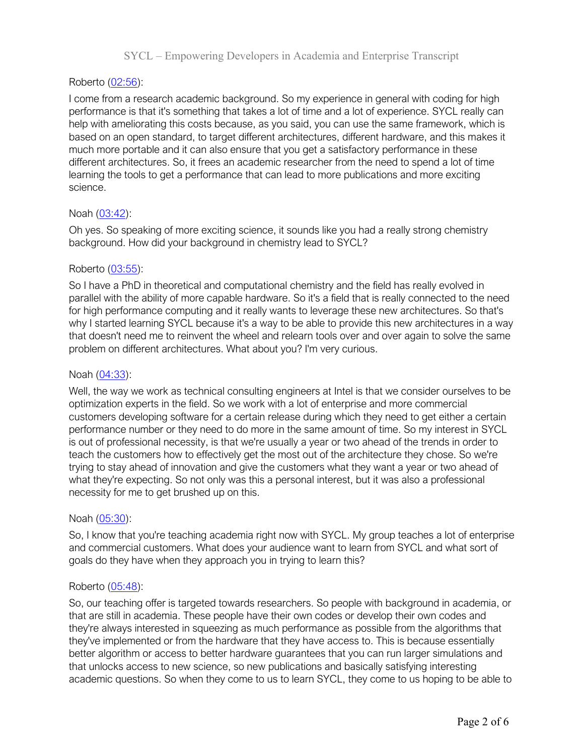Roberto ([02:56]()):

I come from a research academic background. So my experience in general with coding for high performance is that it's something that takes a lot of time and a lot of experience. SYCL really can help with ameliorating this costs because, as you said, you can use the same framework, which is based on an open standard, to target different architectures, different hardware, and this makes it much more portable and it can also ensure that you get a satisfactory performance in these different architectures. So, it frees an academic researcher from the need to spend a lot of time learning the tools to get a performance that can lead to more publications and more exciting science.

Noah ([03:42]()):

Oh yes. So speaking of more exciting science, it sounds like you had a really strong chemistry background. How did your background in chemistry lead to SYCL?

Roberto ([03:55]()):

So I have a PhD in theoretical and computational chemistry and the field has really evolved in parallel with the ability of more capable hardware. So it's a field that is really connected to the need for high performance computing and it really wants to leverage these new architectures. So that's why I started learning SYCL because it's a way to be able to provide this new architectures in a way that doesn't need me to reinvent the wheel and relearn tools over and over again to solve the same problem on different architectures. What about you? I'm very curious.

Noah ([04:33]()):

Well, the way we work as technical consulting engineers at Intel is that we consider ourselves to be optimization experts in the field. So we work with a lot of enterprise and more commercial customers developing software for a certain release during which they need to get either a certain performance number or they need to do more in the same amount of time. So my interest in SYCL is out of professional necessity, is that we're usually a year or two ahead of the trends in order to teach the customers how to effectively get the most out of the architecture they chose. So we're trying to stay ahead of innovation and give the customers what they want a year or two ahead of what they're expecting. So not only was this a personal interest, but it was also a professional necessity for me to get brushed up on this.

Noah ([05:30]()):

So, I know that you're teaching academia right now with SYCL. My group teaches a lot of enterprise and commercial customers. What does your audience want to learn from SYCL and what sort of goals do they have when they approach you in trying to learn this?

Roberto ([05:48]()):

So, our teaching offer is targeted towards researchers. So people with background in academia, or that are still in academia. These people have their own codes or develop their own codes and they're always interested in squeezing as much performance as possible from the algorithms that they've implemented or from the hardware that they have access to. This is because essentially better algorithm or access to better hardware guarantees that you can run larger simulations and that unlocks access to new science, so new publications and basically satisfying interesting academic questions. So when they come to us to learn SYCL, they come to us hoping to be able to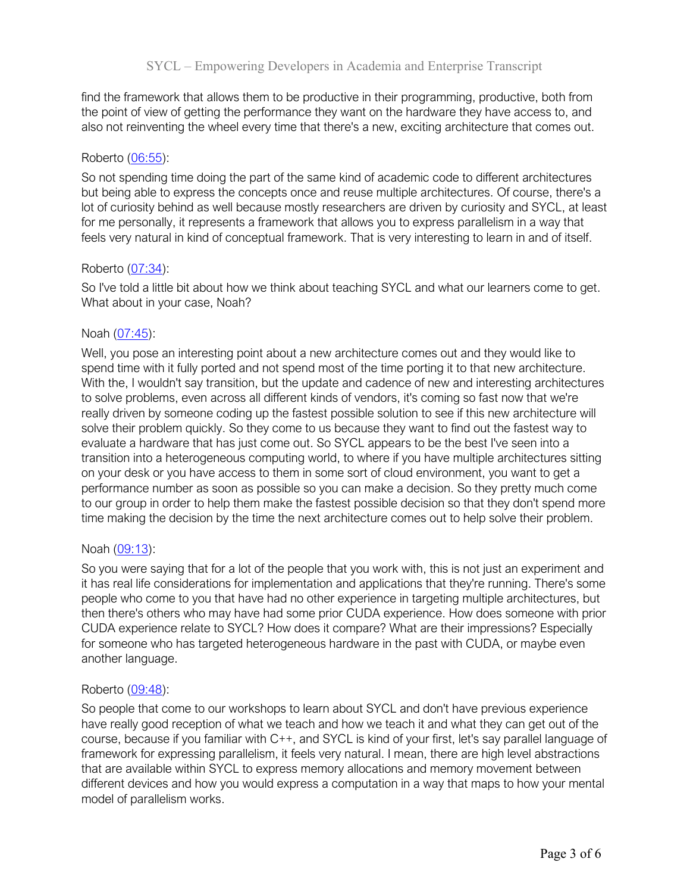find the framework that allows them to be productive in their programming, productive, both from the point of view of getting the performance they want on the hardware they have access to, and also not reinventing the wheel every time that there's a new, exciting architecture that comes out.

Roberto (06:55):

So not spending time doing the part of the same kind of academic code to different architectures but being able to express the concepts once and reuse multiple architectures. Of course, there's a lot of curiosity behind as well because mostly researchers are driven by curiosity and SYCL, at least for me personally, it represents a framework that allows you to express parallelism in a way that feels very natural in kind of conceptual framework. That is very interesting to learn in and of itself.

Roberto (07:34):

So I've told a little bit about how we think about teaching SYCL and what our learners come to get. What about in your case, Noah?

Noah (07:45):

Well, you pose an interesting point about a new architecture comes out and they would like to spend time with it fully ported and not spend most of the time porting it to that new architecture. With the, I wouldn't say transition, but the update and cadence of new and interesting architectures to solve problems, even across all different kinds of vendors, it's coming so fast now that we're really driven by someone coding up the fastest possible solution to see if this new architecture will solve their problem quickly. So they come to us because they want to find out the fastest way to evaluate a hardware that has just come out. So SYCL appears to be the best I've seen into a transition into a heterogeneous computing world, to where if you have multiple architectures sitting on your desk or you have access to them in some sort of cloud environment, you want to get a performance number as soon as possible so you can make a decision. So they pretty much come to our group in order to help them make the fastest possible decision so that they don't spend more time making the decision by the time the next architecture comes out to help solve their problem.

Noah (09:13):

So you were saying that for a lot of the people that you work with, this is not just an experiment and it has real life considerations for implementation and applications that they're running. There's some people who come to you that have had no other experience in targeting multiple architectures, but then there's others who may have had some prior CUDA experience. How does someone with prior CUDA experience relate to SYCL? How does it compare? What are their impressions? Especially for someone who has targeted heterogeneous hardware in the past with CUDA, or maybe even another language.

Roberto (09:48):

So people that come to our workshops to learn about SYCL and don't have previous experience have really good reception of what we teach and how we teach it and what they can get out of the course, because if you familiar with C++, and SYCL is kind of your first, let's say parallel language of framework for expressing parallelism, it feels very natural. I mean, there are high level abstractions that are available within SYCL to express memory allocations and memory movement between different devices and how you would express a computation in a way that maps to how your mental model of parallelism works.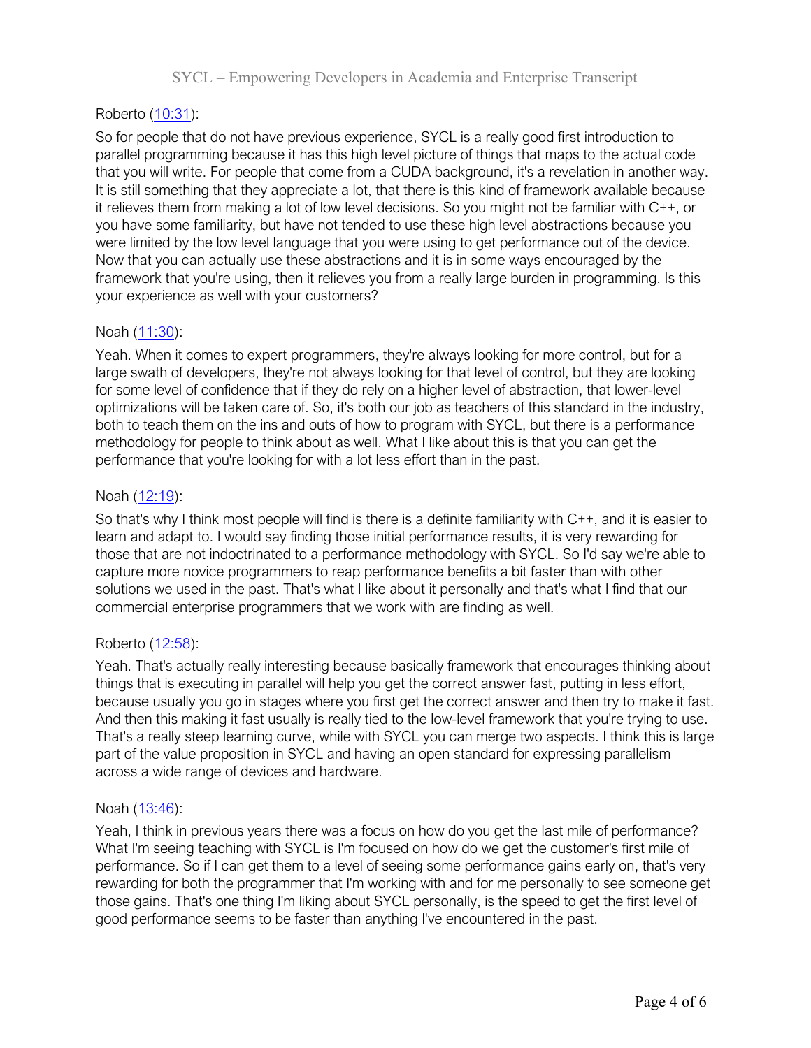Roberto ([10:31](10:31)):

So for people that do not have previous experience, SYCL is a really good first introduction to parallel programming because it has this high level picture of things that maps to the actual code that you will write. For people that come from a CUDA background, it's a revelation in another way. It is still something that they appreciate a lot, that there is this kind of framework available because it relieves them from making a lot of low level decisions. So you might not be familiar with C++, or you have some familiarity, but have not tended to use these high level abstractions because you were limited by the low level language that you were using to get performance out of the device. Now that you can actually use these abstractions and it is in some ways encouraged by the framework that you're using, then it relieves you from a really large burden in programming. Is this your experience as well with your customers?

Noah ([11:30](11:30)):

Yeah. When it comes to expert programmers, they're always looking for more control, but for a large swath of developers, they're not always looking for that level of control, but they are looking for some level of confidence that if they do rely on a higher level of abstraction, that lower-level optimizations will be taken care of. So, it's both our job as teachers of this standard in the industry, both to teach them on the ins and outs of how to program with SYCL, but there is a performance methodology for people to think about as well. What I like about this is that you can get the performance that you're looking for with a lot less effort than in the past.

Noah ([12:19](12:19)):

So that's why I think most people will find is there is a definite familiarity with C++, and it is easier to learn and adapt to. I would say finding those initial performance results, it is very rewarding for those that are not indoctrinated to a performance methodology with SYCL. So I'd say we're able to capture more novice programmers to reap performance benefits a bit faster than with other solutions we used in the past. That's what I like about it personally and that's what I find that our commercial enterprise programmers that we work with are finding as well.

Roberto ([12:58](12:58)):

Yeah. That's actually really interesting because basically framework that encourages thinking about things that is executing in parallel will help you get the correct answer fast, putting in less effort, because usually you go in stages where you first get the correct answer and then try to make it fast. And then this making it fast usually is really tied to the low-level framework that you're trying to use. That's a really steep learning curve, while with SYCL you can merge two aspects. I think this is large part of the value proposition in SYCL and having an open standard for expressing parallelism across a wide range of devices and hardware.

Noah ([13:46](13:46)):

Yeah, I think in previous years there was a focus on how do you get the last mile of performance? What I'm seeing teaching with SYCL is I'm focused on how do we get the customer's first mile of performance. So if I can get them to a level of seeing some performance gains early on, that's very rewarding for both the programmer that I'm working with and for me personally to see someone get those gains. That's one thing I'm liking about SYCL personally, is the speed to get the first level of good performance seems to be faster than anything I've encountered in the past.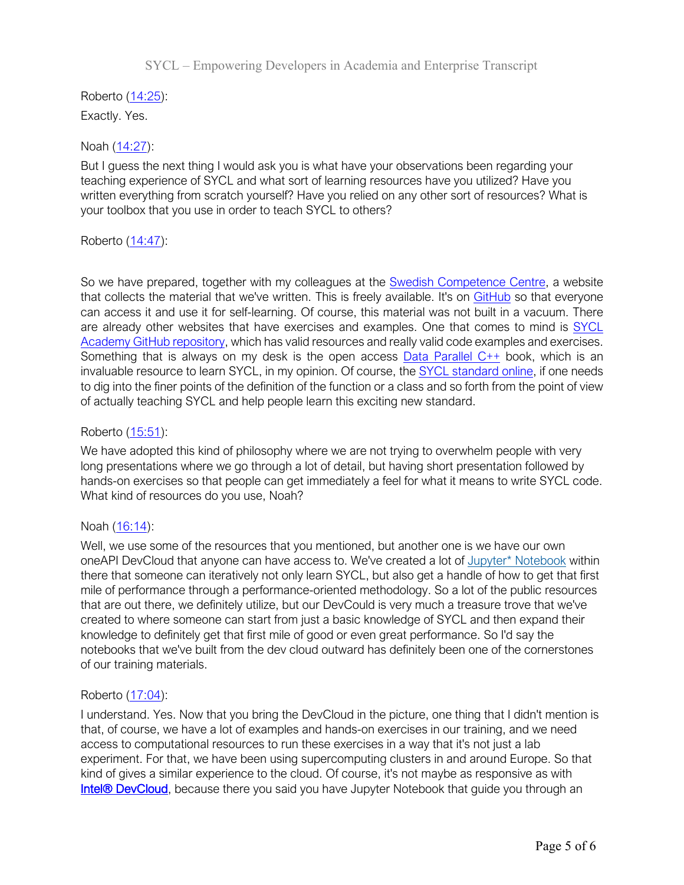Roberto (14:25):

Exactly. Yes.

Noah (14:27):

But I guess the next thing I would ask you is what have your observations been regarding your teaching experience of SYCL and what sort of learning resources have you utilized? Have you written everything from scratch yourself? Have you relied on any other sort of resources? What is your toolbox that you use in order to teach SYCL to others?

Roberto (14:47):

So we have prepared, together with my colleagues at the Swedish Competence Centre, a website that collects the material that we've written. This is freely available. It's on GitHub so that everyone can access it and use it for self-learning. Of course, this material was not built in a vacuum. There are already other websites that have exercises and examples. One that comes to mind is SYCL Academy GitHub repository, which has valid resources and really valid code examples and exercises. Something that is always on my desk is the open access Data Parallel C++ book, which is an invaluable resource to learn SYCL, in my opinion. Of course, the SYCL standard online, if one needs to dig into the finer points of the definition of the function or a class and so forth from the point of view of actually teaching SYCL and help people learn this exciting new standard.

Roberto (15:51):

We have adopted this kind of philosophy where we are not trying to overwhelm people with very long presentations where we go through a lot of detail, but having short presentation followed by hands-on exercises so that people can get immediately a feel for what it means to write SYCL code. What kind of resources do you use, Noah?

Noah (16:14):

Well, we use some of the resources that you mentioned, but another one is we have our own oneAPI DevCloud that anyone can have access to. We've created a lot of Jupyter* Notebook within there that someone can iteratively not only learn SYCL, but also get a handle of how to get that first mile of performance through a performance-oriented methodology. So a lot of the public resources that are out there, we definitely utilize, but our DevCould is very much a treasure trove that we've created to where someone can start from just a basic knowledge of SYCL and then expand their knowledge to definitely get that first mile of good or even great performance. So I'd say the notebooks that we've built from the dev cloud outward has definitely been one of the cornerstones of our training materials.

Roberto (17:04):

I understand. Yes. Now that you bring the DevCloud in the picture, one thing that I didn't mention is that, of course, we have a lot of examples and hands-on exercises in our training, and we need access to computational resources to run these exercises in a way that it's not just a lab experiment. For that, we have been using supercomputing clusters in and around Europe. So that kind of gives a similar experience to the cloud. Of course, it's not maybe as responsive as with Intel® DevCloud, because there you said you have Jupyter Notebook that guide you through an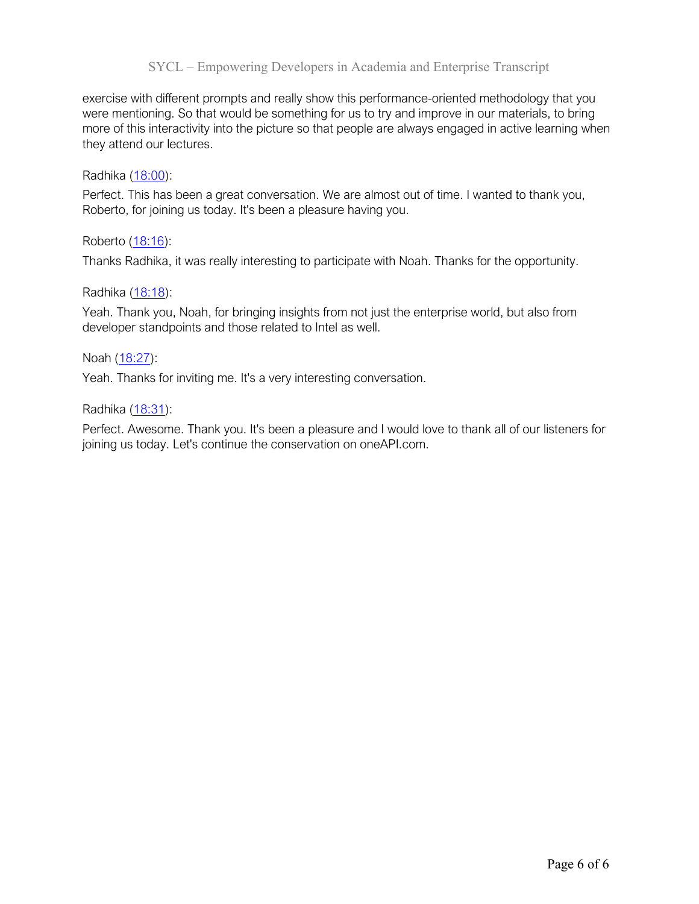exercise with different prompts and really show this performance-oriented methodology that you were mentioning. So that would be something for us to try and improve in our materials, to bring more of this interactivity into the picture so that people are always engaged in active learning when they attend our lectures.

Radhika (18:00):

Perfect. This has been a great conversation. We are almost out of time. I wanted to thank you, Roberto, for joining us today. It's been a pleasure having you.

Roberto (18:16):

Thanks Radhika, it was really interesting to participate with Noah. Thanks for the opportunity.

Radhika (18:18):

Yeah. Thank you, Noah, for bringing insights from not just the enterprise world, but also from developer standpoints and those related to Intel as well.

Noah (18:27):

Yeah. Thanks for inviting me. It's a very interesting conversation.

Radhika (18:31):

Perfect. Awesome. Thank you. It's been a pleasure and I would love to thank all of our listeners for joining us today. Let's continue the conservation on oneAPI.com.